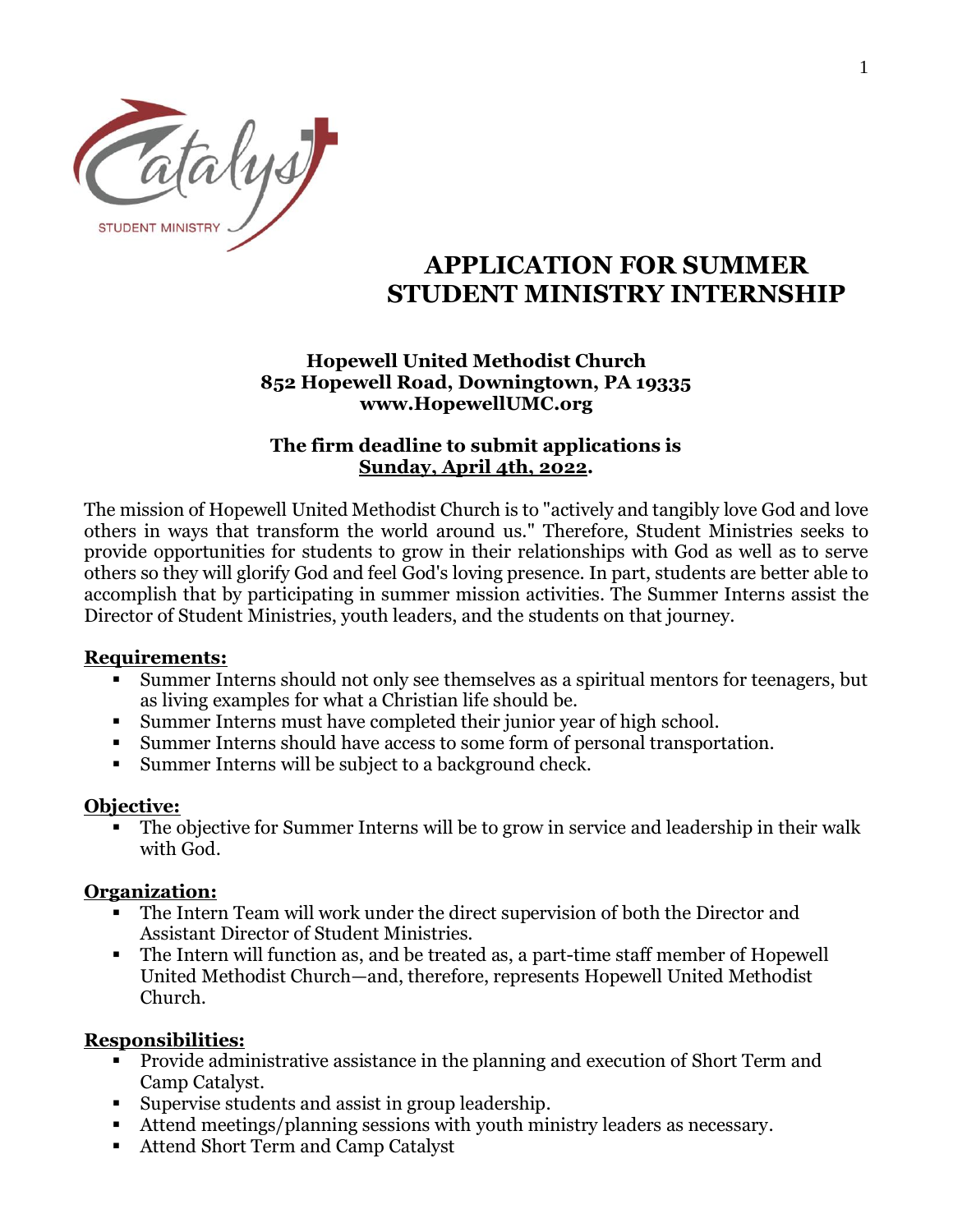# APPLICATION FOR SUMMER STUDENT MINISTRY INTERNSHIP

**Hopewell United Methodist Church**
**852 Hopewell Road, Downingtown, PA 19335**
**www.HopewellUMC.org**

**The firm deadline to submit applications is <u>Sunday, April 4th, 2022</u>.**

The mission of Hopewell United Methodist Church is to "actively and tangibly love God and love others in ways that transform the world around us." Therefore, Student Ministries seeks to provide opportunities for students to grow in their relationships with God as well as to serve others so they will glorify God and feel God's loving presence. In part, students are better able to accomplish that by participating in summer mission activities. The Summer Interns assist the Director of Student Ministries, youth leaders, and the students on that journey.

**<u>Requirements:</u>**

- Summer Interns should not only see themselves as a spiritual mentors for teenagers, but as living examples for what a Christian life should be.
- Summer Interns must have completed their junior year of high school.
- Summer Interns should have access to some form of personal transportation.
- Summer Interns will be subject to a background check.

**<u>Objective:</u>**

- The objective for Summer Interns will be to grow in service and leadership in their walk with God.

**<u>Organization:</u>**

- The Intern Team will work under the direct supervision of both the Director and Assistant Director of Student Ministries.
- The Intern will function as, and be treated as, a part-time staff member of Hopewell United Methodist Church—and, therefore, represents Hopewell United Methodist Church.

**<u>Responsibilities:</u>**

- Provide administrative assistance in the planning and execution of Short Term and Camp Catalyst.
- Supervise students and assist in group leadership.
- Attend meetings/planning sessions with youth ministry leaders as necessary.
- Attend Short Term and Camp Catalyst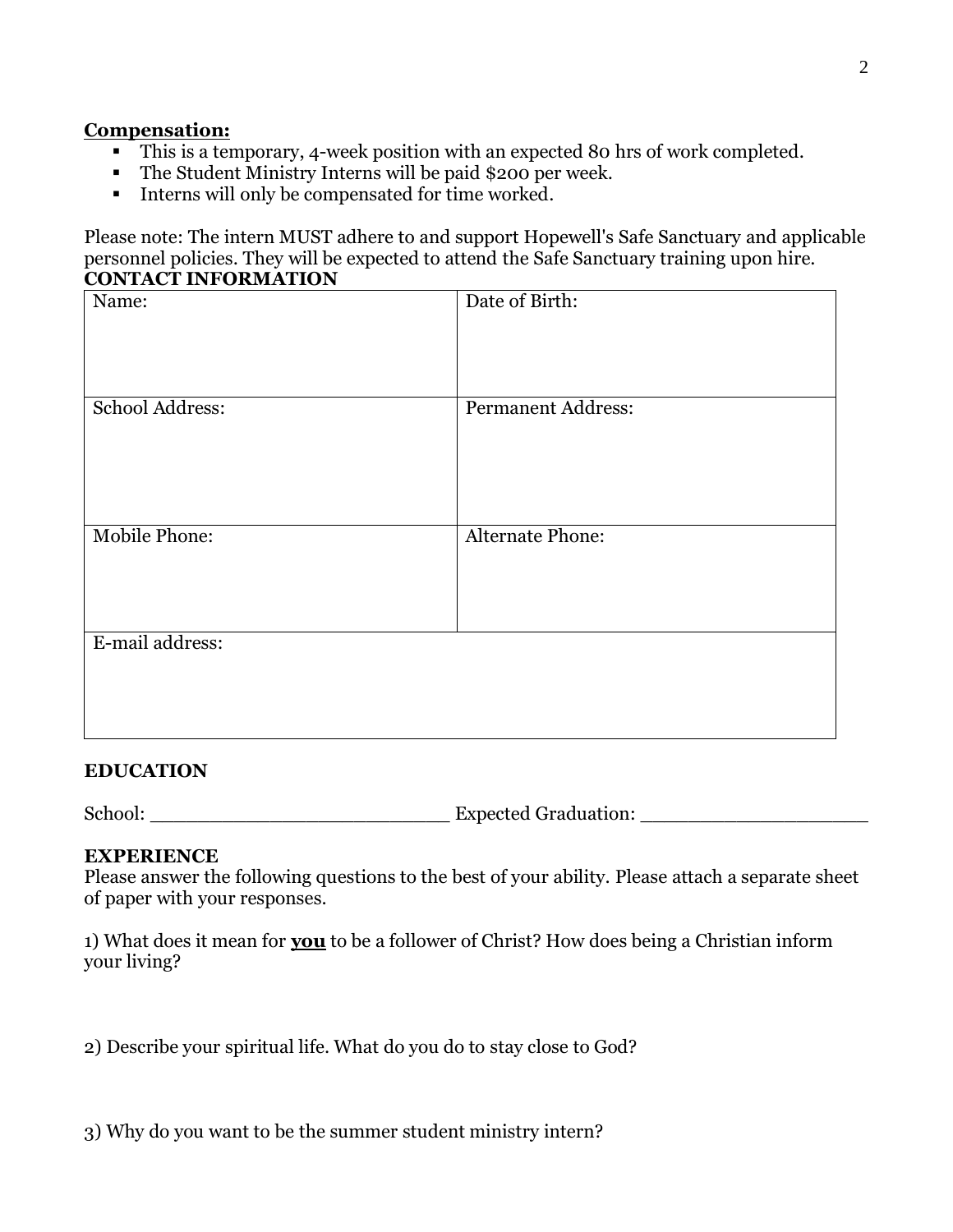**<u>Compensation:</u>**

- This is a temporary, 4-week position with an expected 80 hrs of work completed.
- The Student Ministry Interns will be paid $200 per week.
- Interns will only be compensated for time worked.

Please note: The intern MUST adhere to and support Hopewell's Safe Sanctuary and applicable personnel policies. They will be expected to attend the Safe Sanctuary training upon hire.

**CONTACT INFORMATION**

| Name: | Date of Birth: |
|---|---|
| School Address: | Permanent Address: |
| Mobile Phone: | Alternate Phone: |
| E-mail address: | |

**EDUCATION**

School: ___________________________ Expected Graduation: ____________________

**EXPERIENCE**

Please answer the following questions to the best of your ability. Please attach a separate sheet of paper with your responses.

1) What does it mean for **<u>you</u>** to be a follower of Christ? How does being a Christian inform your living?

2) Describe your spiritual life. What do you do to stay close to God?

3) Why do you want to be the summer student ministry intern?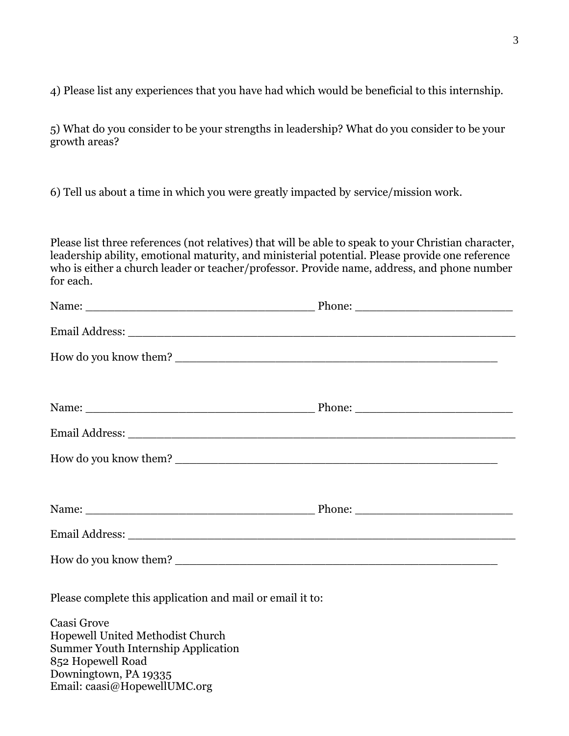4) Please list any experiences that you have had which would be beneficial to this internship.

5) What do you consider to be your strengths in leadership? What do you consider to be your growth areas?

6) Tell us about a time in which you were greatly impacted by service/mission work.

Please list three references (not relatives) that will be able to speak to your Christian character, leadership ability, emotional maturity, and ministerial potential. Please provide one reference who is either a church leader or teacher/professor. Provide name, address, and phone number for each.

Name: ___________________________________ Phone: ________________________

Email Address: ___________________________________________________________

How do you know them? _________________________________________________

Name: ___________________________________ Phone: ________________________

Email Address: ___________________________________________________________

How do you know them? _________________________________________________

Name: ___________________________________ Phone: ________________________

Email Address: ___________________________________________________________

How do you know them? _________________________________________________

Please complete this application and mail or email it to:

Caasi Grove  
Hopewell United Methodist Church  
Summer Youth Internship Application  
852 Hopewell Road  
Downingtown, PA 19335  
Email: caasi@HopewellUMC.org